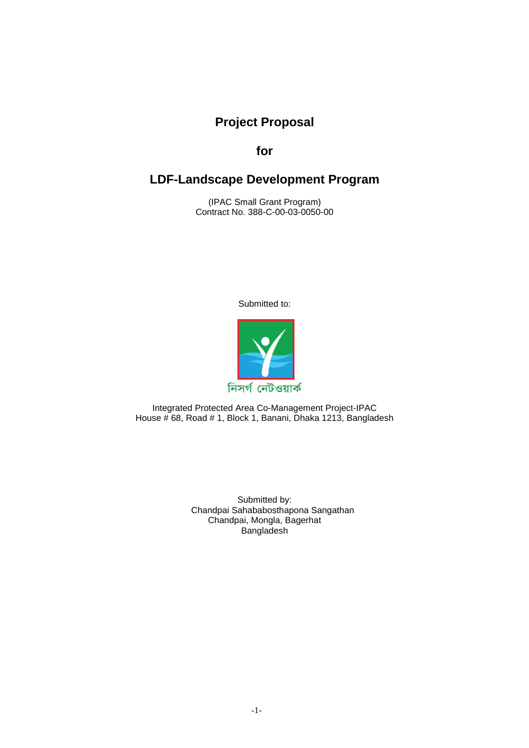# Project Proposal

## for

## LDF-Landscape Development Program

(IPAC Small Grant Program)
Contract No. 388-C-00-03-0050-00

Submitted to:

নিসর্গ নেটওয়ার্ক

Integrated Protected Area Co-Management Project-IPAC
House # 68, Road # 1, Block 1, Banani, Dhaka 1213, Bangladesh

Submitted by:
Chandpai Sahababosthapona Sangathan
Chandpai, Mongla, Bagerhat
Bangladesh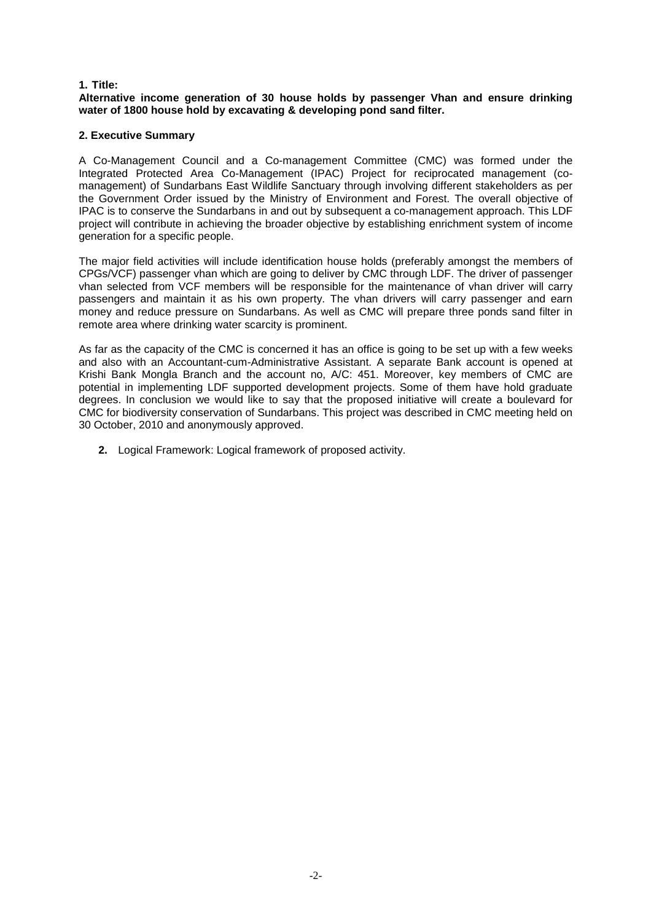**1. Title:**

**Alternative income generation of 30 house holds by passenger Vhan and ensure drinking water of 1800 house hold by excavating & developing pond sand filter.**

**2. Executive Summary**

A Co-Management Council and a Co-management Committee (CMC) was formed under the Integrated Protected Area Co-Management (IPAC) Project for reciprocated management (co-management) of Sundarbans East Wildlife Sanctuary through involving different stakeholders as per the Government Order issued by the Ministry of Environment and Forest. The overall objective of IPAC is to conserve the Sundarbans in and out by subsequent a co-management approach. This LDF project will contribute in achieving the broader objective by establishing enrichment system of income generation for a specific people.

The major field activities will include identification house holds (preferably amongst the members of CPGs/VCF) passenger vhan which are going to deliver by CMC through LDF. The driver of passenger vhan selected from VCF members will be responsible for the maintenance of vhan driver will carry passengers and maintain it as his own property. The vhan drivers will carry passenger and earn money and reduce pressure on Sundarbans. As well as CMC will prepare three ponds sand filter in remote area where drinking water scarcity is prominent.

As far as the capacity of the CMC is concerned it has an office is going to be set up with a few weeks and also with an Accountant-cum-Administrative Assistant. A separate Bank account is opened at Krishi Bank Mongla Branch and the account no, A/C: 451. Moreover, key members of CMC are potential in implementing LDF supported development projects. Some of them have hold graduate degrees. In conclusion we would like to say that the proposed initiative will create a boulevard for CMC for biodiversity conservation of Sundarbans. This project was described in CMC meeting held on 30 October, 2010 and anonymously approved.

2. Logical Framework: Logical framework of proposed activity.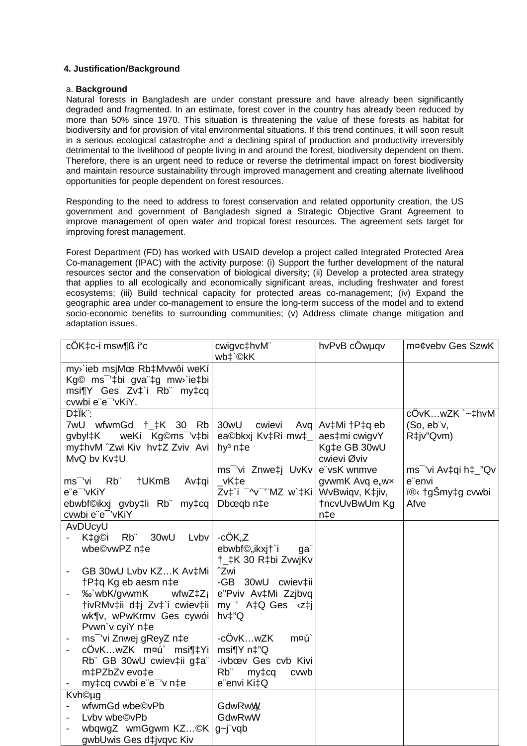**4. Justification/Background**

a. **Background**

Natural forests in Bangladesh are under constant pressure and have already been significantly degraded and fragmented. In an estimate, forest cover in the country has already been reduced by more than 50% since 1970. This situation is threatening the value of these forests as habitat for biodiversity and for provision of vital environmental situations. If this trend continues, it will soon result in a serious ecological catastrophe and a declining spiral of production and productivity irreversibly detrimental to the livelihood of people living in and around the forest, biodiversity dependent on them. Therefore, there is an urgent need to reduce or reverse the detrimental impact on forest biodiversity and maintain resource sustainability through improved management and creating alternate livelihood opportunities for people dependent on forest resources.

Responding to the need to address to forest conservation and related opportunity creation, the US government and government of Bangladesh signed a Strategic Objective Grant Agreement to improve management of open water and tropical forest resources. The agreement sets target for improving forest management.

Forest Department (FD) has worked with USAID develop a project called Integrated Protected Area Co-management (IPAC) with the activity purpose: (i) Support the further development of the natural resources sector and the conservation of biological diversity; (ii) Develop a protected area strategy that applies to all ecologically and economically significant areas, including freshwater and forest ecosystems; (iii) Build technical capacity for protected areas co-management; (iv) Expand the geographic area under co-management to ensure the long-term success of the model and to extend socio-economic benefits to surrounding communities; (v) Address climate change mitigation and adaptation issues.

| cÖK‡c-i msw¶ß i“c | cwigvc‡hvM¨ wb‡`©kK | hvPvB cÖwµqv | m¤¢vebv Ges SzwK |
|---|---|---|---|
| my›`ieb msjMœ Rb‡Mvwôi weKí Kg© ms¯'v‡bi gva¨‡g mw›`ie‡bi msi¶Y Ges Zv‡`i Rb¨ my‡cq cvwbi e¨e¯'vKiY. | | | |
| D‡Ïk¨:<br>7wU wfwmGd †_‡K 30 Rb gvbyl‡K weKí Kg©ms¯'v‡bi my‡hvM ˆZwi Kiv hv‡Z Zviv Avi MvQ bv Kv‡U<br><br>ms¯'vi Rb¨ †UKmB Av‡qi e¨e¯'vKiY<br>ebwbf©ikxj gvby‡li Rb¨ my‡cq cvwbi e¨e¯'vKiY | 30wU cwievi Avq ea©bkxj Kv‡Ri mw‡\_ hy³ n‡e<br><br>ms¯'vi Znwe‡j UvKv \_vK‡e<br>Zv‡`i ¯^v¯'¨MZ w`‡Ki Dbœqb n‡e | Av‡Mi †P‡q eb aes‡mi cwigvY Kg‡e GB 30wU cwievi Øviv e¨vsK wnmve gvwmK Avq e„w× WvBwiqv, K‡jiv, †ncvUvBwUm Kg n‡e | cÖvK…wZK `~‡hvM (So, eb¨v, R‡jv”Qvm)<br><br>ms¯'vi Av‡qi h‡\_”Qv e¨envi<br>ï®‹ †gŠmy‡g cvwbi Afve |
| AvDUcyU<br>- K‡g©i Rb¨ 30wU Lvbv wbe©vwPZ n‡e<br>- GB 30wU Lvbv KZ…K Av‡Mi †P‡q Kg eb aesm n‡e<br>- ‰`wbK/gvwmK wfwZ‡Z¡ †ivRMv‡ii d‡j Zv‡`i cwiev‡ii wk¶v, wPwKrmv Ges cywói Pvwn`v cyiY n‡e<br>- ms¯'vi Znwej gReyZ n‡e<br>- cÖvK…wZK m¤ú` msi¶‡Yi Rb¨ GB 30wU cwiev‡ii g‡a¨ m‡PZbZv evo‡e<br>- my‡cq cvwbi e¨e¯'v n‡e | -cÖK„Z ebwbf©„ikxj†`i ga¨ †\_‡K 30 R‡bi ZvwjKv ˆZwi<br>-GB 30wU cwiev‡ii e”Pviv Av‡Mi Zzjbvq my¯' A‡Q Ges ¯‹z‡j hv‡”Q<br><br>-cÖvK…wZK m¤ú` msi¶Y n‡”Q<br>-ivbœv Ges cvb Kivi Rb¨ my‡cq cvwb e¨envi Ki‡Q | | |
| Kvh©µg<br>- wfwmGd wbe©vPb<br>- Lvbv wbe©vPb<br>- wbqwgZ wmGgwm KZ…©K gwbUwis Ges d‡jvqvc Kiv | GdwRwW<br>GdwRwW<br>g~j¨vqb | | |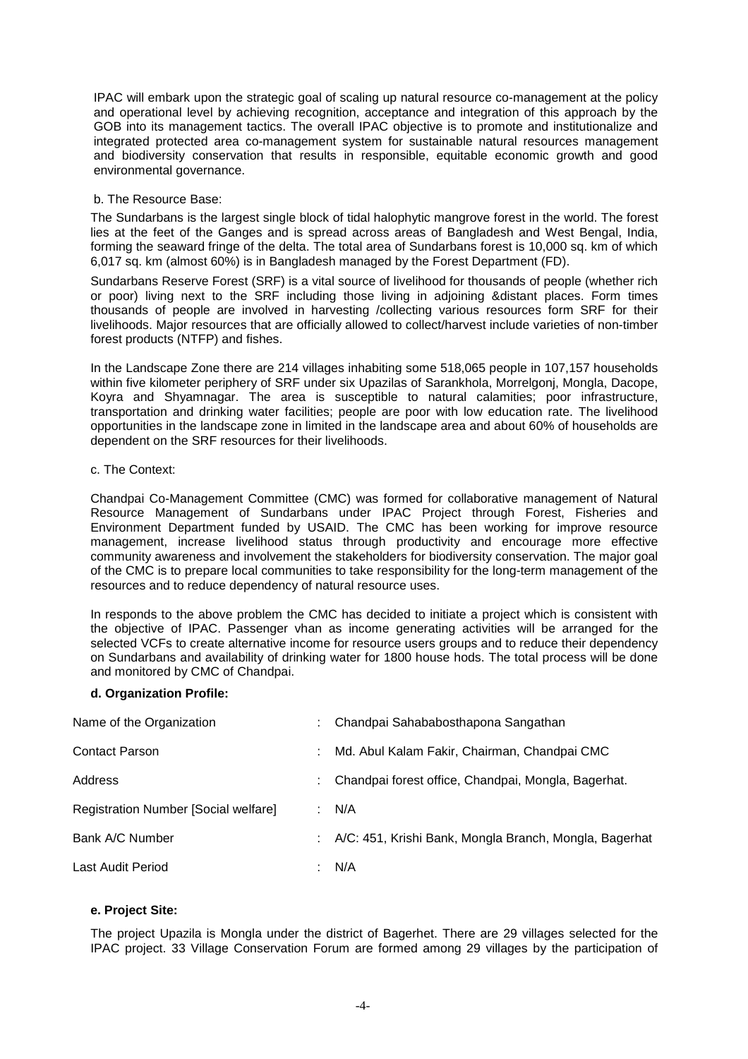IPAC will embark upon the strategic goal of scaling up natural resource co-management at the policy and operational level by achieving recognition, acceptance and integration of this approach by the GOB into its management tactics. The overall IPAC objective is to promote and institutionalize and integrated protected area co-management system for sustainable natural resources management and biodiversity conservation that results in responsible, equitable economic growth and good environmental governance.

b. The Resource Base:

The Sundarbans is the largest single block of tidal halophytic mangrove forest in the world. The forest lies at the feet of the Ganges and is spread across areas of Bangladesh and West Bengal, India, forming the seaward fringe of the delta. The total area of Sundarbans forest is 10,000 sq. km of which 6,017 sq. km (almost 60%) is in Bangladesh managed by the Forest Department (FD).

Sundarbans Reserve Forest (SRF) is a vital source of livelihood for thousands of people (whether rich or poor) living next to the SRF including those living in adjoining &distant places. Form times thousands of people are involved in harvesting /collecting various resources form SRF for their livelihoods. Major resources that are officially allowed to collect/harvest include varieties of non-timber forest products (NTFP) and fishes.

In the Landscape Zone there are 214 villages inhabiting some 518,065 people in 107,157 households within five kilometer periphery of SRF under six Upazilas of Sarankhola, Morrelgonj, Mongla, Dacope, Koyra and Shyamnagar. The area is susceptible to natural calamities; poor infrastructure, transportation and drinking water facilities; people are poor with low education rate. The livelihood opportunities in the landscape zone in limited in the landscape area and about 60% of households are dependent on the SRF resources for their livelihoods.

c. The Context:

Chandpai Co-Management Committee (CMC) was formed for collaborative management of Natural Resource Management of Sundarbans under IPAC Project through Forest, Fisheries and Environment Department funded by USAID. The CMC has been working for improve resource management, increase livelihood status through productivity and encourage more effective community awareness and involvement the stakeholders for biodiversity conservation. The major goal of the CMC is to prepare local communities to take responsibility for the long-term management of the resources and to reduce dependency of natural resource uses.

In responds to the above problem the CMC has decided to initiate a project which is consistent with the objective of IPAC. Passenger vhan as income generating activities will be arranged for the selected VCFs to create alternative income for resource users groups and to reduce their dependency on Sundarbans and availability of drinking water for 1800 house hods. The total process will be done and monitored by CMC of Chandpai.

**d. Organization Profile:**

| | | |
|---|---|---|
| Name of the Organization | : | Chandpai Sahababosthapona Sangathan |
| Contact Parson | : | Md. Abul Kalam Fakir, Chairman, Chandpai CMC |
| Address | : | Chandpai forest office, Chandpai, Mongla, Bagerhat. |
| Registration Number [Social welfare] | : | N/A |
| Bank A/C Number | : | A/C: 451, Krishi Bank, Mongla Branch, Mongla, Bagerhat |
| Last Audit Period | : | N/A |

**e. Project Site:**

The project Upazila is Mongla under the district of Bagerhet. There are 29 villages selected for the IPAC project. 33 Village Conservation Forum are formed among 29 villages by the participation of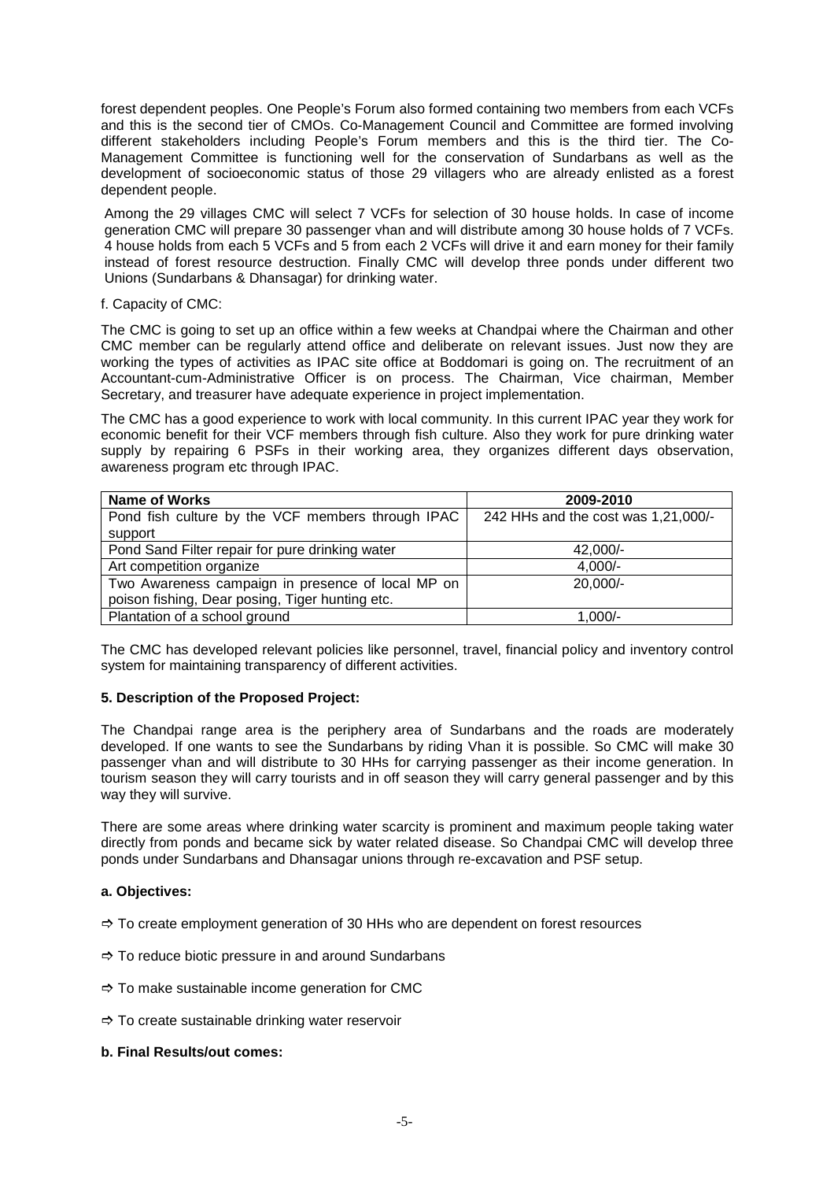forest dependent peoples. One People's Forum also formed containing two members from each VCFs and this is the second tier of CMOs. Co-Management Council and Committee are formed involving different stakeholders including People's Forum members and this is the third tier. The Co-Management Committee is functioning well for the conservation of Sundarbans as well as the development of socioeconomic status of those 29 villagers who are already enlisted as a forest dependent people.

Among the 29 villages CMC will select 7 VCFs for selection of 30 house holds. In case of income generation CMC will prepare 30 passenger vhan and will distribute among 30 house holds of 7 VCFs. 4 house holds from each 5 VCFs and 5 from each 2 VCFs will drive it and earn money for their family instead of forest resource destruction. Finally CMC will develop three ponds under different two Unions (Sundarbans & Dhansagar) for drinking water.

f. Capacity of CMC:

The CMC is going to set up an office within a few weeks at Chandpai where the Chairman and other CMC member can be regularly attend office and deliberate on relevant issues. Just now they are working the types of activities as IPAC site office at Boddomari is going on. The recruitment of an Accountant-cum-Administrative Officer is on process. The Chairman, Vice chairman, Member Secretary, and treasurer have adequate experience in project implementation.

The CMC has a good experience to work with local community. In this current IPAC year they work for economic benefit for their VCF members through fish culture. Also they work for pure drinking water supply by repairing 6 PSFs in their working area, they organizes different days observation, awareness program etc through IPAC.

| Name of Works | 2009-2010 |
|---|---|
| Pond fish culture by the VCF members through IPAC support | 242 HHs and the cost was 1,21,000/- |
| Pond Sand Filter repair for pure drinking water | 42,000/- |
| Art competition organize | 4,000/- |
| Two Awareness campaign in presence of local MP on poison fishing, Dear posing, Tiger hunting etc. | 20,000/- |
| Plantation of a school ground | 1,000/- |

The CMC has developed relevant policies like personnel, travel, financial policy and inventory control system for maintaining transparency of different activities.

## 5. Description of the Proposed Project:

The Chandpai range area is the periphery area of Sundarbans and the roads are moderately developed. If one wants to see the Sundarbans by riding Vhan it is possible. So CMC will make 30 passenger vhan and will distribute to 30 HHs for carrying passenger as their income generation. In tourism season they will carry tourists and in off season they will carry general passenger and by this way they will survive.

There are some areas where drinking water scarcity is prominent and maximum people taking water directly from ponds and became sick by water related disease. So Chandpai CMC will develop three ponds under Sundarbans and Dhansagar unions through re-excavation and PSF setup.

### a. Objectives:

⇨ To create employment generation of 30 HHs who are dependent on forest resources

⇨ To reduce biotic pressure in and around Sundarbans

⇨ To make sustainable income generation for CMC

⇨ To create sustainable drinking water reservoir

### b. Final Results/out comes: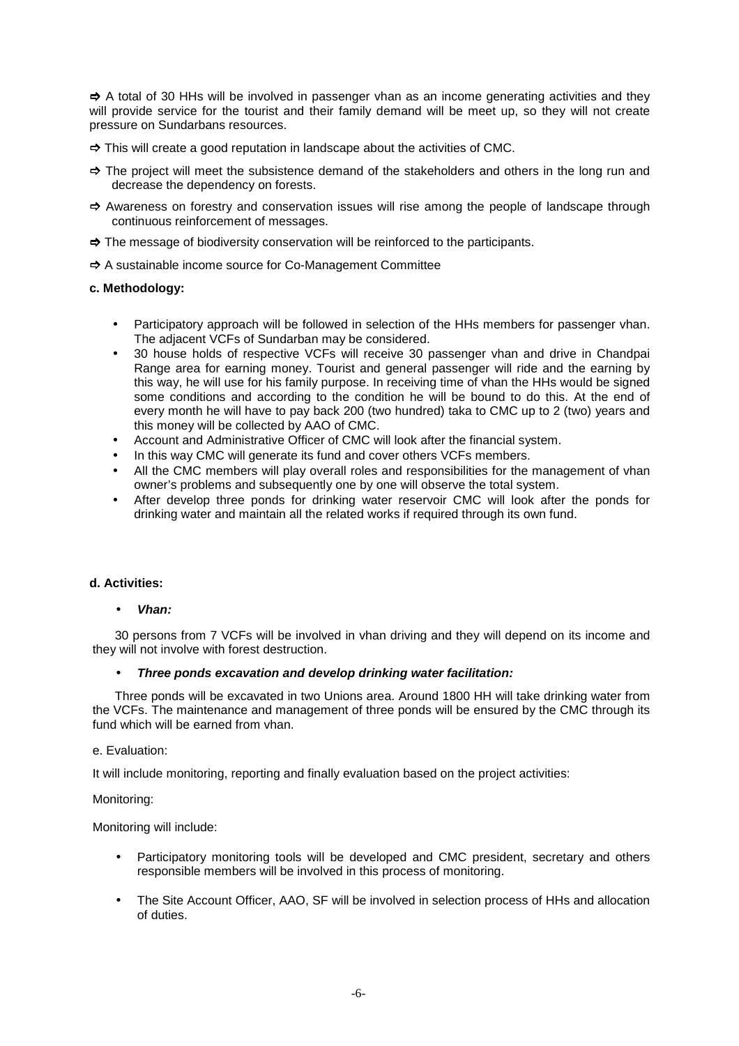⇨ A total of 30 HHs will be involved in passenger vhan as an income generating activities and they will provide service for the tourist and their family demand will be meet up, so they will not create pressure on Sundarbans resources.

⇨ This will create a good reputation in landscape about the activities of CMC.

⇨ The project will meet the subsistence demand of the stakeholders and others in the long run and decrease the dependency on forests.

⇨ Awareness on forestry and conservation issues will rise among the people of landscape through continuous reinforcement of messages.

⇨ The message of biodiversity conservation will be reinforced to the participants.

⇨ A sustainable income source for Co-Management Committee

**c. Methodology:**

- Participatory approach will be followed in selection of the HHs members for passenger vhan. The adjacent VCFs of Sundarban may be considered.
- 30 house holds of respective VCFs will receive 30 passenger vhan and drive in Chandpai Range area for earning money. Tourist and general passenger will ride and the earning by this way, he will use for his family purpose. In receiving time of vhan the HHs would be signed some conditions and according to the condition he will be bound to do this. At the end of every month he will have to pay back 200 (two hundred) taka to CMC up to 2 (two) years and this money will be collected by AAO of CMC.
- Account and Administrative Officer of CMC will look after the financial system.
- In this way CMC will generate its fund and cover others VCFs members.
- All the CMC members will play overall roles and responsibilities for the management of vhan owner's problems and subsequently one by one will observe the total system.
- After develop three ponds for drinking water reservoir CMC will look after the ponds for drinking water and maintain all the related works if required through its own fund.

**d. Activities:**

- ***Vhan:***

30 persons from 7 VCFs will be involved in vhan driving and they will depend on its income and they will not involve with forest destruction.

- ***Three ponds excavation and develop drinking water facilitation:***

Three ponds will be excavated in two Unions area. Around 1800 HH will take drinking water from the VCFs. The maintenance and management of three ponds will be ensured by the CMC through its fund which will be earned from vhan.

e. Evaluation:

It will include monitoring, reporting and finally evaluation based on the project activities:

Monitoring:

Monitoring will include:

- Participatory monitoring tools will be developed and CMC president, secretary and others responsible members will be involved in this process of monitoring.
- The Site Account Officer, AAO, SF will be involved in selection process of HHs and allocation of duties.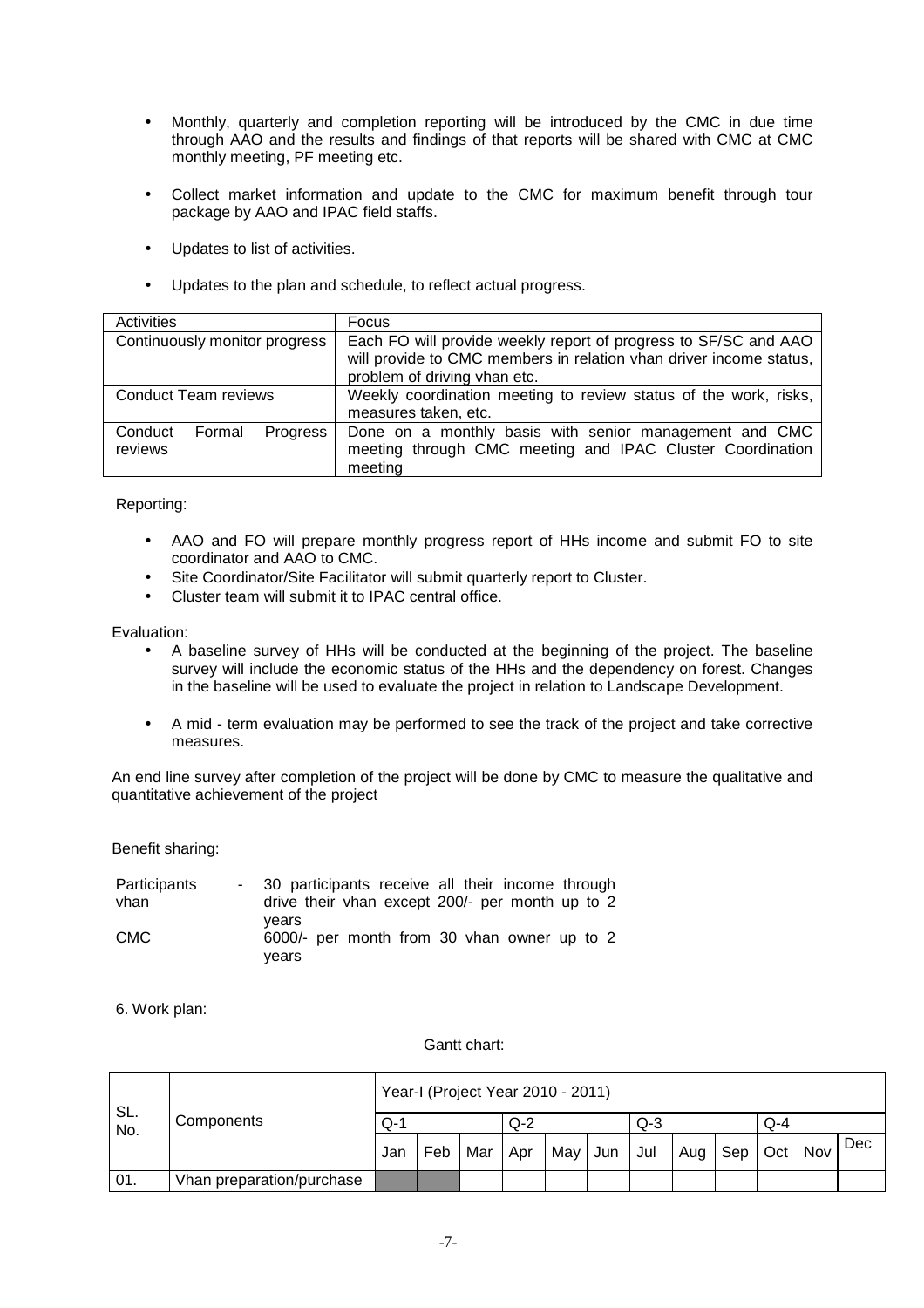- Monthly, quarterly and completion reporting will be introduced by the CMC in due time through AAO and the results and findings of that reports will be shared with CMC at CMC monthly meeting, PF meeting etc.

- Collect market information and update to the CMC for maximum benefit through tour package by AAO and IPAC field staffs.

- Updates to list of activities.

- Updates to the plan and schedule, to reflect actual progress.

| Activities | Focus |
|---|---|
| Continuously monitor progress | Each FO will provide weekly report of progress to SF/SC and AAO will provide to CMC members in relation vhan driver income status, problem of driving vhan etc. |
| Conduct Team reviews | Weekly coordination meeting to review status of the work, risks, measures taken, etc. |
| Conduct Formal Progress reviews | Done on a monthly basis with senior management and CMC meeting through CMC meeting and IPAC Cluster Coordination meeting |

Reporting:

- AAO and FO will prepare monthly progress report of HHs income and submit FO to site coordinator and AAO to CMC.
- Site Coordinator/Site Facilitator will submit quarterly report to Cluster.
- Cluster team will submit it to IPAC central office.

Evaluation:

- A baseline survey of HHs will be conducted at the beginning of the project. The baseline survey will include the economic status of the HHs and the dependency on forest. Changes in the baseline will be used to evaluate the project in relation to Landscape Development.

- A mid - term evaluation may be performed to see the track of the project and take corrective measures.

An end line survey after completion of the project will be done by CMC to measure the qualitative and quantitative achievement of the project

Benefit sharing:

| | | |
|---|---|---|
| Participants vhan | - | 30 participants receive all their income through drive their vhan except 200/- per month up to 2 years |
| CMC | | 6000/- per month from 30 vhan owner up to 2 years |

6. Work plan:

Gantt chart:

| SL. No. | Components | Year-I (Project Year 2010 - 2011) | | | | | | | | | | | |
|---|---|---|---|---|---|---|---|---|---|---|---|---|---|
| | | Q-1 | | | Q-2 | | | Q-3 | | | Q-4 | | |
| | | Jan | Feb | Mar | Apr | May | Jun | Jul | Aug | Sep | Oct | Nov | Dec |
| 01. | Vhan preparation/purchase | ■ | ■ | | | | | | | | | | |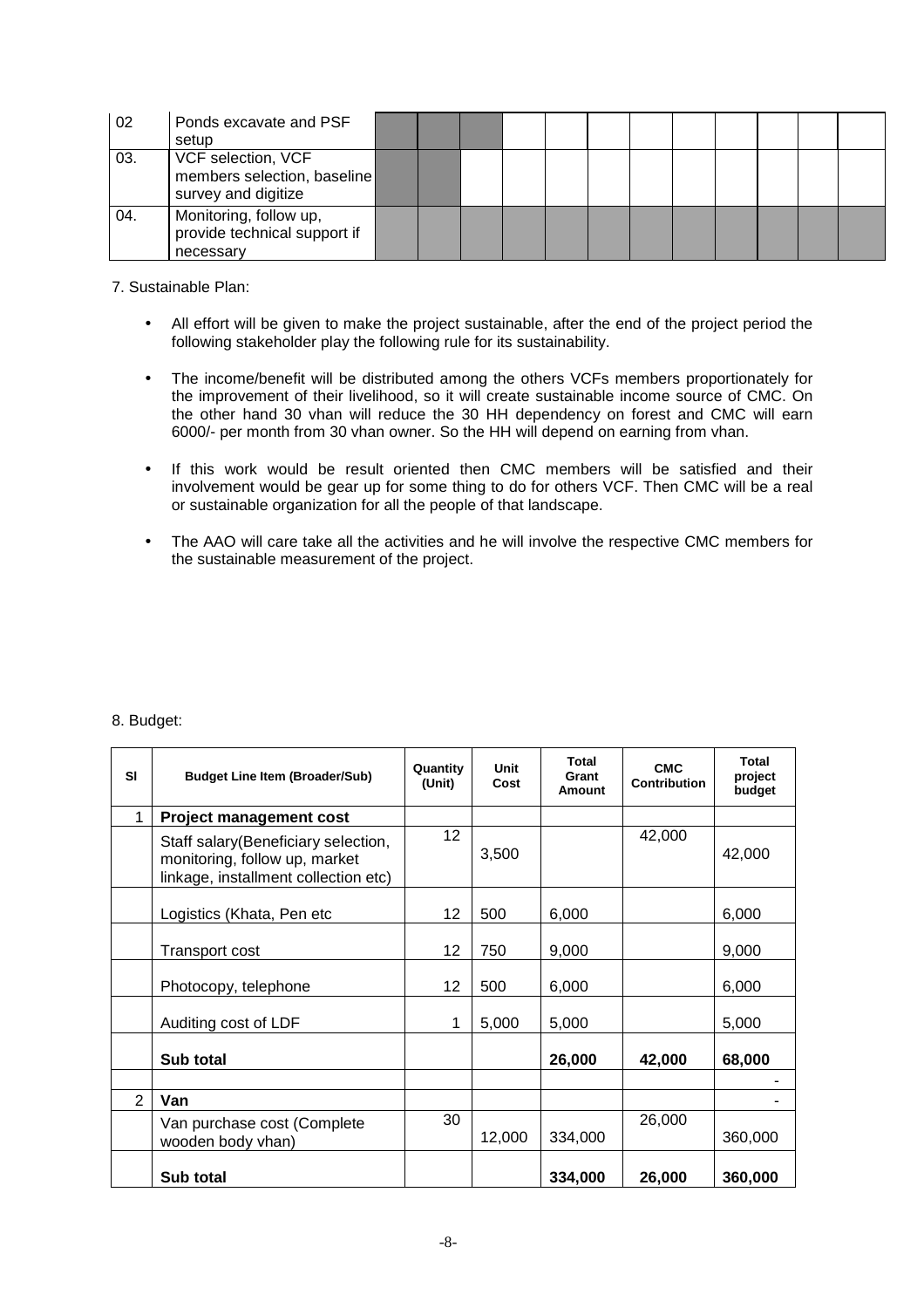| 02 | Ponds excavate and PSF setup | | | | | | | | | | | | |
|---|---|---|---|---|---|---|---|---|---|---|---|---|---|
| 03. | VCF selection, VCF members selection, baseline survey and digitize | | | | | | | | | | | | |
| 04. | Monitoring, follow up, provide technical support if necessary | | | | | | | | | | | | |

7. Sustainable Plan:

- All effort will be given to make the project sustainable, after the end of the project period the following stakeholder play the following rule for its sustainability.
- The income/benefit will be distributed among the others VCFs members proportionately for the improvement of their livelihood, so it will create sustainable income source of CMC. On the other hand 30 vhan will reduce the 30 HH dependency on forest and CMC will earn 6000/- per month from 30 vhan owner. So the HH will depend on earning from vhan.
- If this work would be result oriented then CMC members will be satisfied and their involvement would be gear up for some thing to do for others VCF. Then CMC will be a real or sustainable organization for all the people of that landscape.
- The AAO will care take all the activities and he will involve the respective CMC members for the sustainable measurement of the project.

8. Budget:

| Sl | Budget Line Item (Broader/Sub) | Quantity (Unit) | Unit Cost | Total Grant Amount | CMC Contribution | Total project budget |
|---|---|---|---|---|---|---|
| 1 | **Project management cost** | | | | | |
| | Staff salary(Beneficiary selection, monitoring, follow up, market linkage, installment collection etc) | 12 | 3,500 | | 42,000 | 42,000 |
| | Logistics (Khata, Pen etc | 12 | 500 | 6,000 | | 6,000 |
| | Transport cost | 12 | 750 | 9,000 | | 9,000 |
| | Photocopy, telephone | 12 | 500 | 6,000 | | 6,000 |
| | Auditing cost of LDF | 1 | 5,000 | 5,000 | | 5,000 |
| | **Sub total** | | | **26,000** | **42,000** | **68,000** |
| | | | | | | - |
| 2 | **Van** | | | | | - |
| | Van purchase cost (Complete wooden body vhan) | 30 | 12,000 | 334,000 | 26,000 | 360,000 |
| | **Sub total** | | | **334,000** | **26,000** | **360,000** |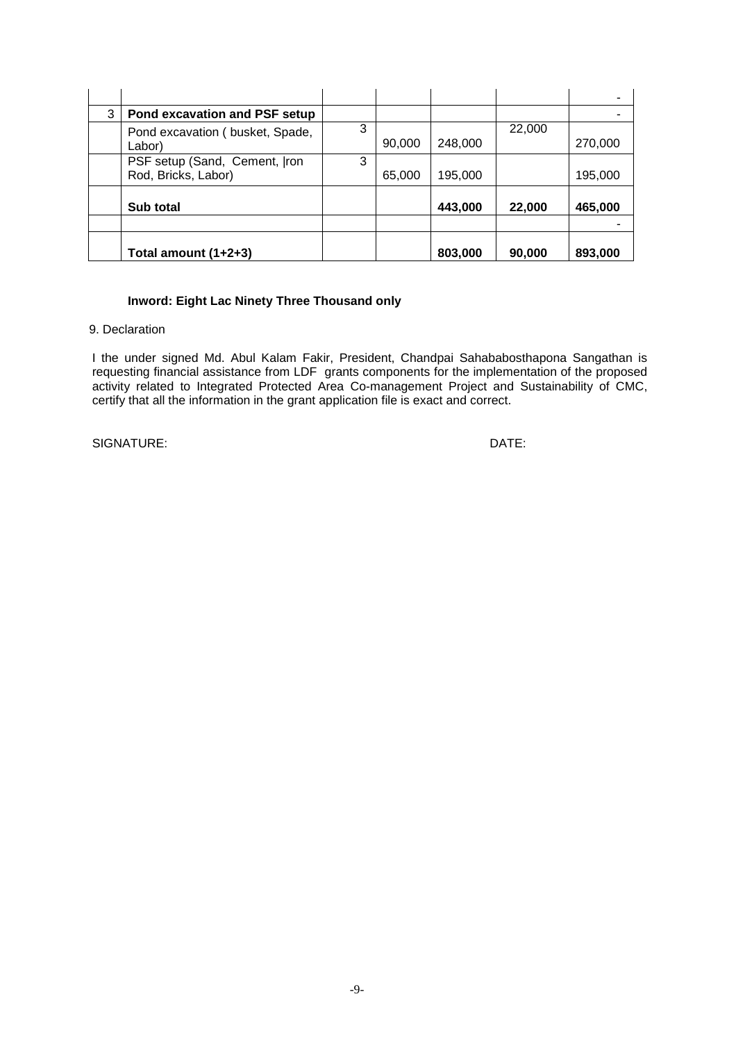| | | | | | | |
|---|---|---|---|---|---|---|
| | | | | | | - |
| 3 | **Pond excavation and PSF setup** | | | | | - |
| | Pond excavation ( busket, Spade, Labor) | 3 | 90,000 | 248,000 | 22,000 | 270,000 |
| | PSF setup (Sand, Cement, \|ron Rod, Bricks, Labor) | 3 | 65,000 | 195,000 | | 195,000 |
| | **Sub total** | | | **443,000** | **22,000** | **465,000** |
| | | | | | | - |
| | **Total amount (1+2+3)** | | | **803,000** | **90,000** | **893,000** |

**Inword: Eight Lac Ninety Three Thousand only**

9. Declaration

I the under signed Md. Abul Kalam Fakir, President, Chandpai Sahababosthapona Sangathan is requesting financial assistance from LDF grants components for the implementation of the proposed activity related to Integrated Protected Area Co-management Project and Sustainability of CMC, certify that all the information in the grant application file is exact and correct.

SIGNATURE: DATE: